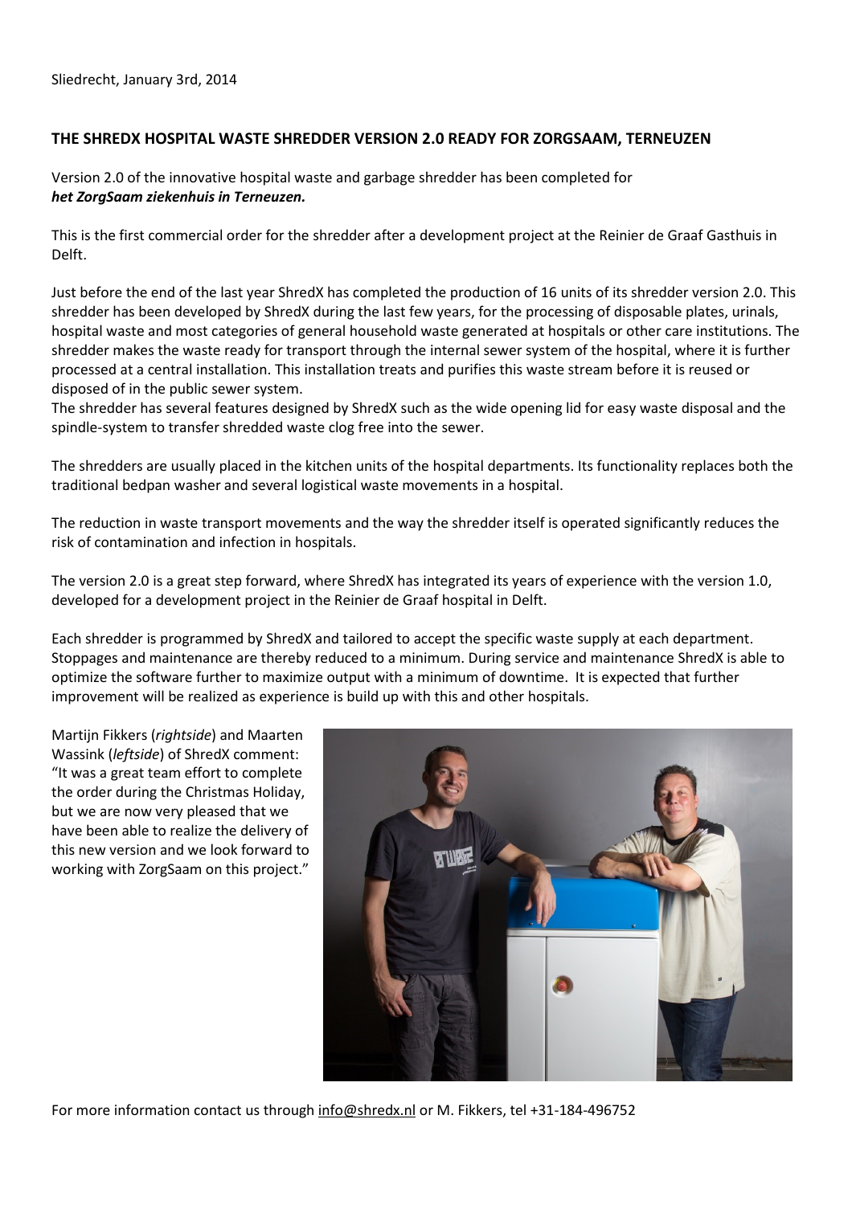Sliedrecht, January 3rd, 2014

**THE SHREDX HOSPITAL WASTE SHREDDER VERSION 2.0 READY FOR ZORGSAAM, TERNEUZEN**

Version 2.0 of the innovative hospital waste and garbage shredder has been completed for
***het ZorgSaam ziekenhuis in Terneuzen.***

This is the first commercial order for the shredder after a development project at the Reinier de Graaf Gasthuis in Delft.

Just before the end of the last year ShredX has completed the production of 16 units of its shredder version 2.0. This shredder has been developed by ShredX during the last few years, for the processing of disposable plates, urinals, hospital waste and most categories of general household waste generated at hospitals or other care institutions. The shredder makes the waste ready for transport through the internal sewer system of the hospital, where it is further processed at a central installation. This installation treats and purifies this waste stream before it is reused or disposed of in the public sewer system.
The shredder has several features designed by ShredX such as the wide opening lid for easy waste disposal and the spindle-system to transfer shredded waste clog free into the sewer.

The shredders are usually placed in the kitchen units of the hospital departments. Its functionality replaces both the traditional bedpan washer and several logistical waste movements in a hospital.

The reduction in waste transport movements and the way the shredder itself is operated significantly reduces the risk of contamination and infection in hospitals.

The version 2.0 is a great step forward, where ShredX has integrated its years of experience with the version 1.0, developed for a development project in the Reinier de Graaf hospital in Delft.

Each shredder is programmed by ShredX and tailored to accept the specific waste supply at each department. Stoppages and maintenance are thereby reduced to a minimum. During service and maintenance ShredX is able to optimize the software further to maximize output with a minimum of downtime. It is expected that further improvement will be realized as experience is build up with this and other hospitals.

Martijn Fikkers (*rightside*) and Maarten Wassink (*leftside*) of ShredX comment: "It was a great team effort to complete the order during the Christmas Holiday, but we are now very pleased that we have been able to realize the delivery of this new version and we look forward to working with ZorgSaam on this project."

For more information contact us through info@shredx.nl or M. Fikkers, tel +31-184-496752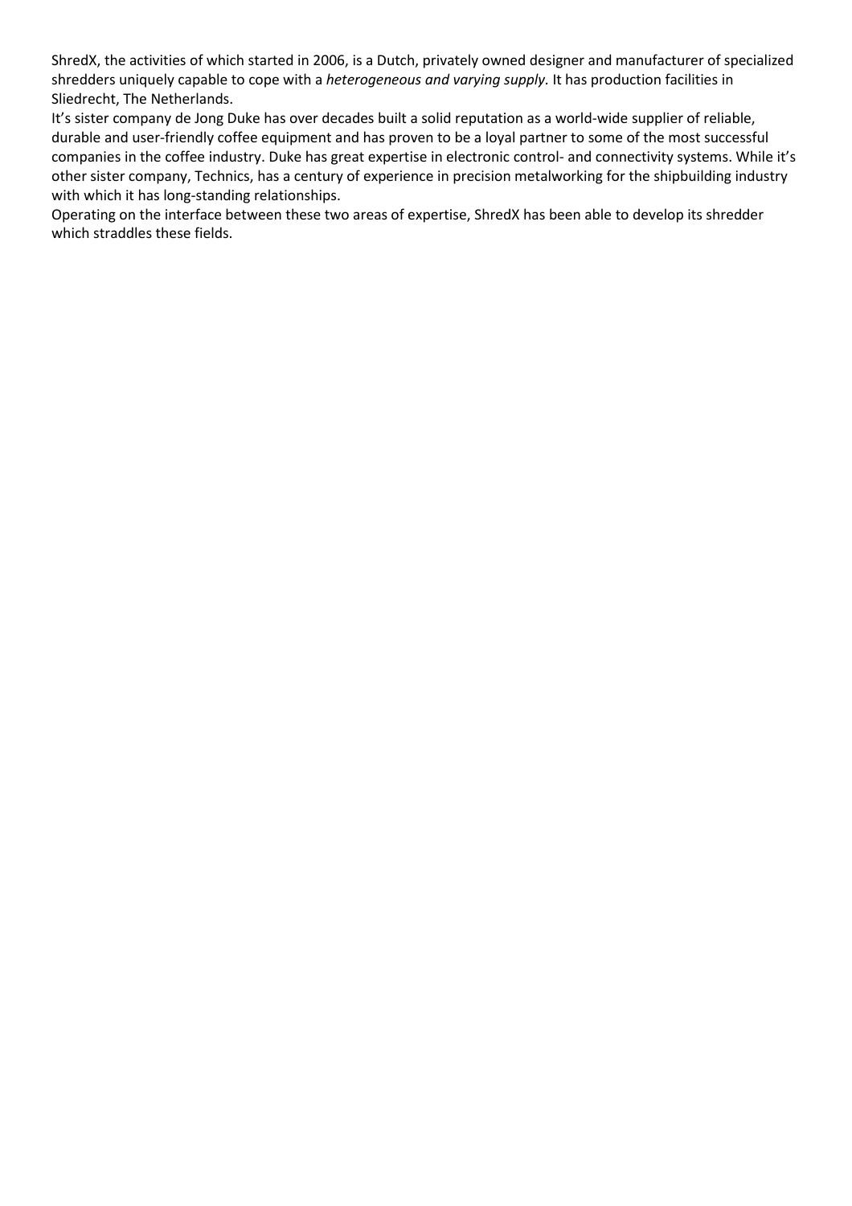ShredX, the activities of which started in 2006, is a Dutch, privately owned designer and manufacturer of specialized shredders uniquely capable to cope with a *heterogeneous and varying supply.* It has production facilities in Sliedrecht, The Netherlands.

It's sister company de Jong Duke has over decades built a solid reputation as a world-wide supplier of reliable, durable and user-friendly coffee equipment and has proven to be a loyal partner to some of the most successful companies in the coffee industry. Duke has great expertise in electronic control- and connectivity systems. While it's other sister company, Technics, has a century of experience in precision metalworking for the shipbuilding industry with which it has long-standing relationships.

Operating on the interface between these two areas of expertise, ShredX has been able to develop its shredder which straddles these fields.